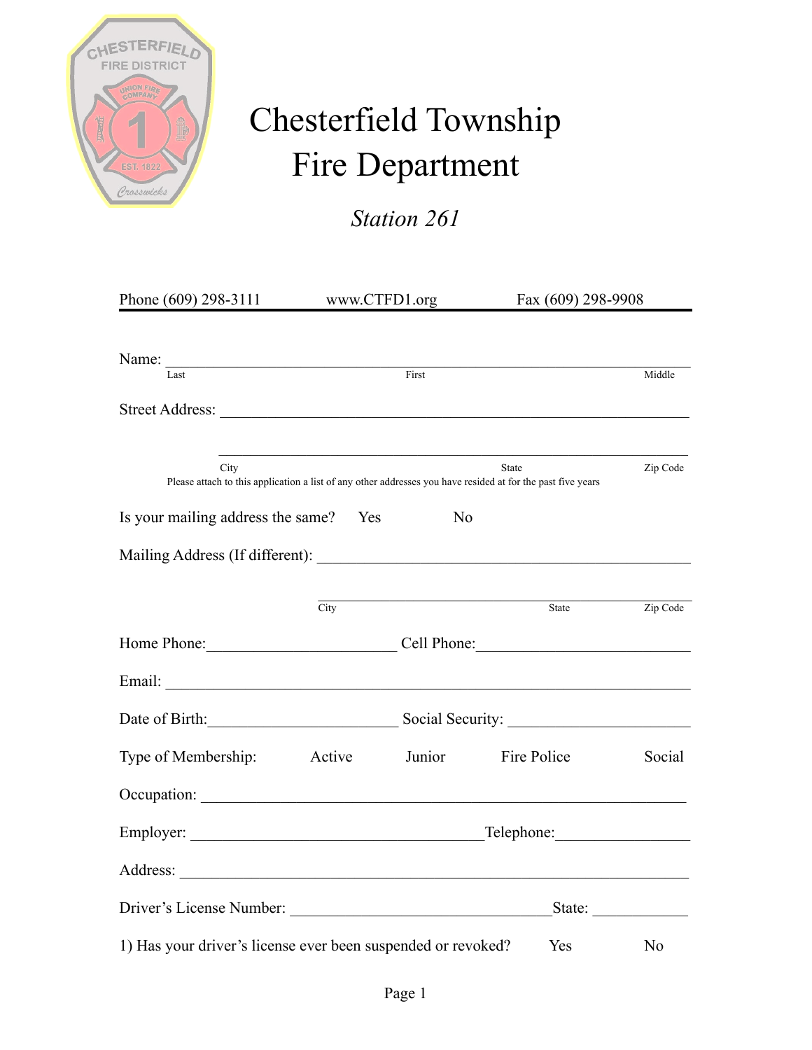# Chesterfield Township Fire Department

*Station 261*

Phone (609) 298-3111 www.CTFD1.org Fax (609) 298-9908

Name: ______________________________________________
Last First Middle

Street Address: ______________________________________________

______________________________________________
City State Zip Code

Please attach to this application a list of any other addresses you have resided at for the past five years

Is your mailing address the same? Yes No

Mailing Address (If different): ______________________________________________

______________________________________________
City State Zip Code

Home Phone: ______________________ Cell Phone: ______________________

Email: ______________________________________________

Date of Birth: ______________________ Social Security: ______________________

Type of Membership: Active Junior Fire Police Social

Occupation: ______________________________________________

Employer: ______________________________ Telephone: ________________

Address: ______________________________________________

Driver's License Number: ______________________________ State: ____________

1) Has your driver's license ever been suspended or revoked? Yes No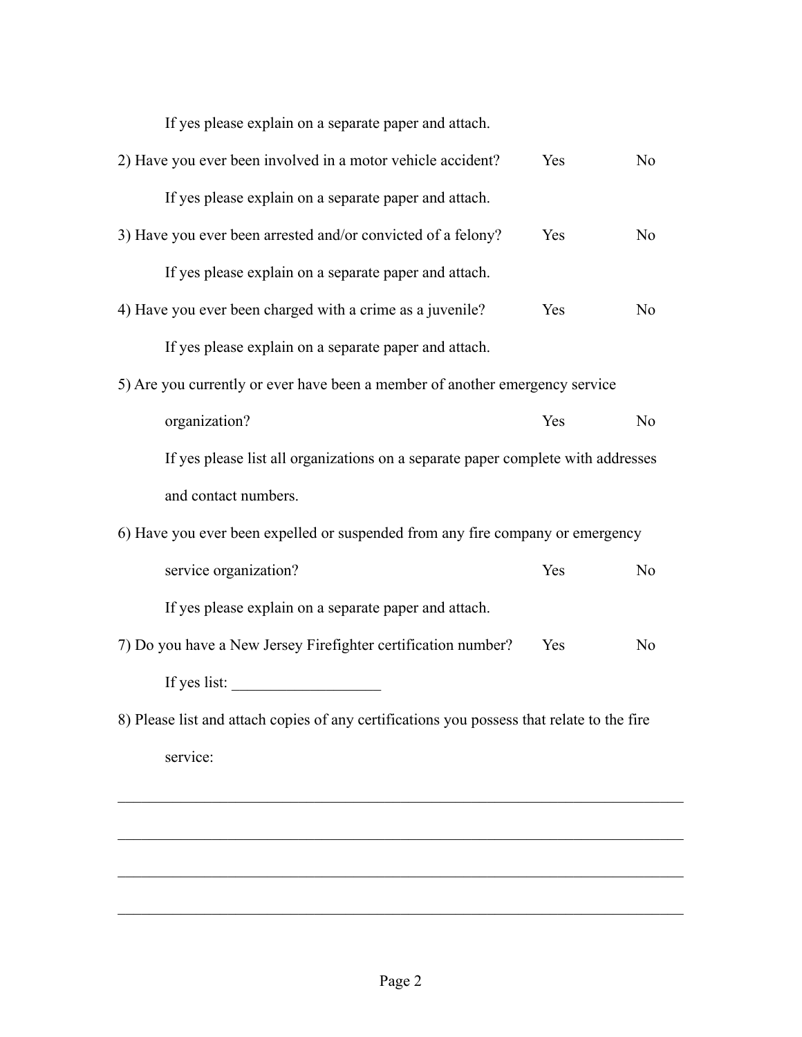If yes please explain on a separate paper and attach.

2) Have you ever been involved in a motor vehicle accident? Yes No

If yes please explain on a separate paper and attach.

3) Have you ever been arrested and/or convicted of a felony? Yes No

If yes please explain on a separate paper and attach.

4) Have you ever been charged with a crime as a juvenile? Yes No

If yes please explain on a separate paper and attach.

5) Are you currently or ever have been a member of another emergency service organization? Yes No

If yes please list all organizations on a separate paper complete with addresses and contact numbers.

6) Have you ever been expelled or suspended from any fire company or emergency service organization? Yes No

If yes please explain on a separate paper and attach.

7) Do you have a New Jersey Firefighter certification number? Yes No

If yes list: ___________________

8) Please list and attach copies of any certifications you possess that relate to the fire service:

_______________________________________________________________________

_______________________________________________________________________

_______________________________________________________________________

_______________________________________________________________________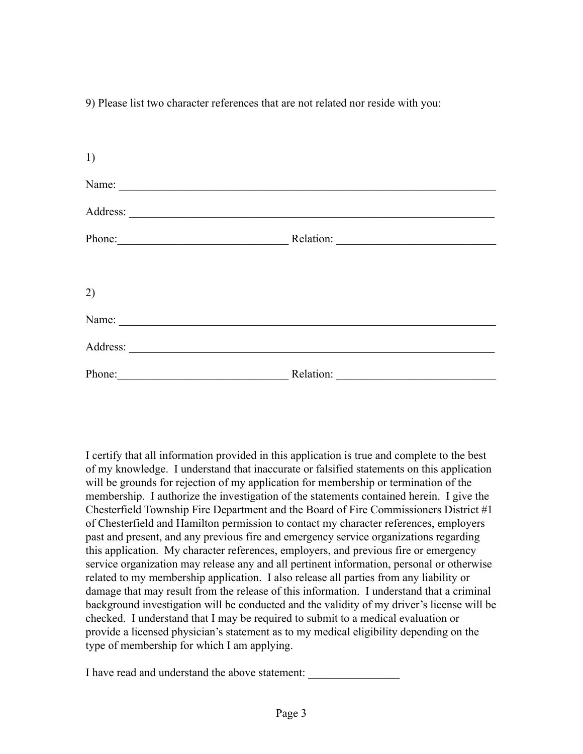9) Please list two character references that are not related nor reside with you:

1)

Name: ______________________________________________________________________

Address: ____________________________________________________________________

Phone:______________________________ Relation: ___________________________

2)

Name: ______________________________________________________________________

Address: ____________________________________________________________________

Phone:______________________________ Relation: ___________________________

I certify that all information provided in this application is true and complete to the best of my knowledge. I understand that inaccurate or falsified statements on this application will be grounds for rejection of my application for membership or termination of the membership. I authorize the investigation of the statements contained herein. I give the Chesterfield Township Fire Department and the Board of Fire Commissioners District #1 of Chesterfield and Hamilton permission to contact my character references, employers past and present, and any previous fire and emergency service organizations regarding this application. My character references, employers, and previous fire or emergency service organization may release any and all pertinent information, personal or otherwise related to my membership application. I also release all parties from any liability or damage that may result from the release of this information. I understand that a criminal background investigation will be conducted and the validity of my driver's license will be checked. I understand that I may be required to submit to a medical evaluation or provide a licensed physician's statement as to my medical eligibility depending on the type of membership for which I am applying.

I have read and understand the above statement: ________________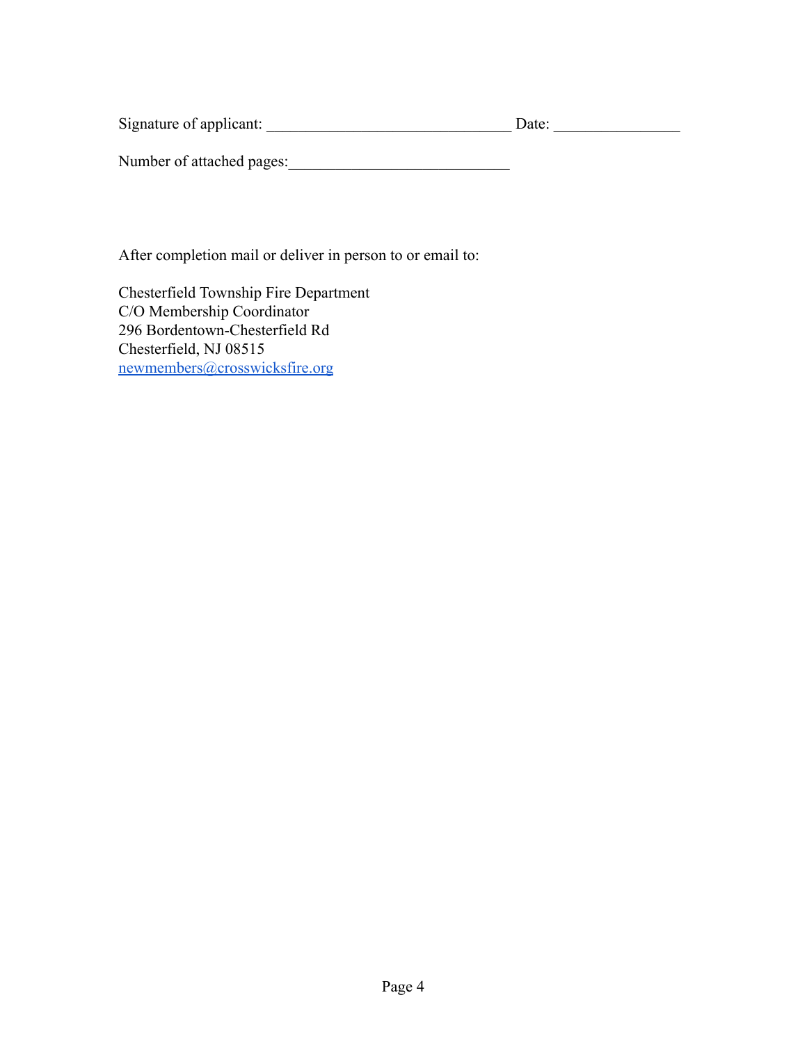Signature of applicant: _______________________________ Date: ________________

Number of attached pages:____________________________

After completion mail or deliver in person to or email to:

Chesterfield Township Fire Department  
C/O Membership Coordinator  
296 Bordentown-Chesterfield Rd  
Chesterfield, NJ 08515  
newmembers@crosswicksfire.org